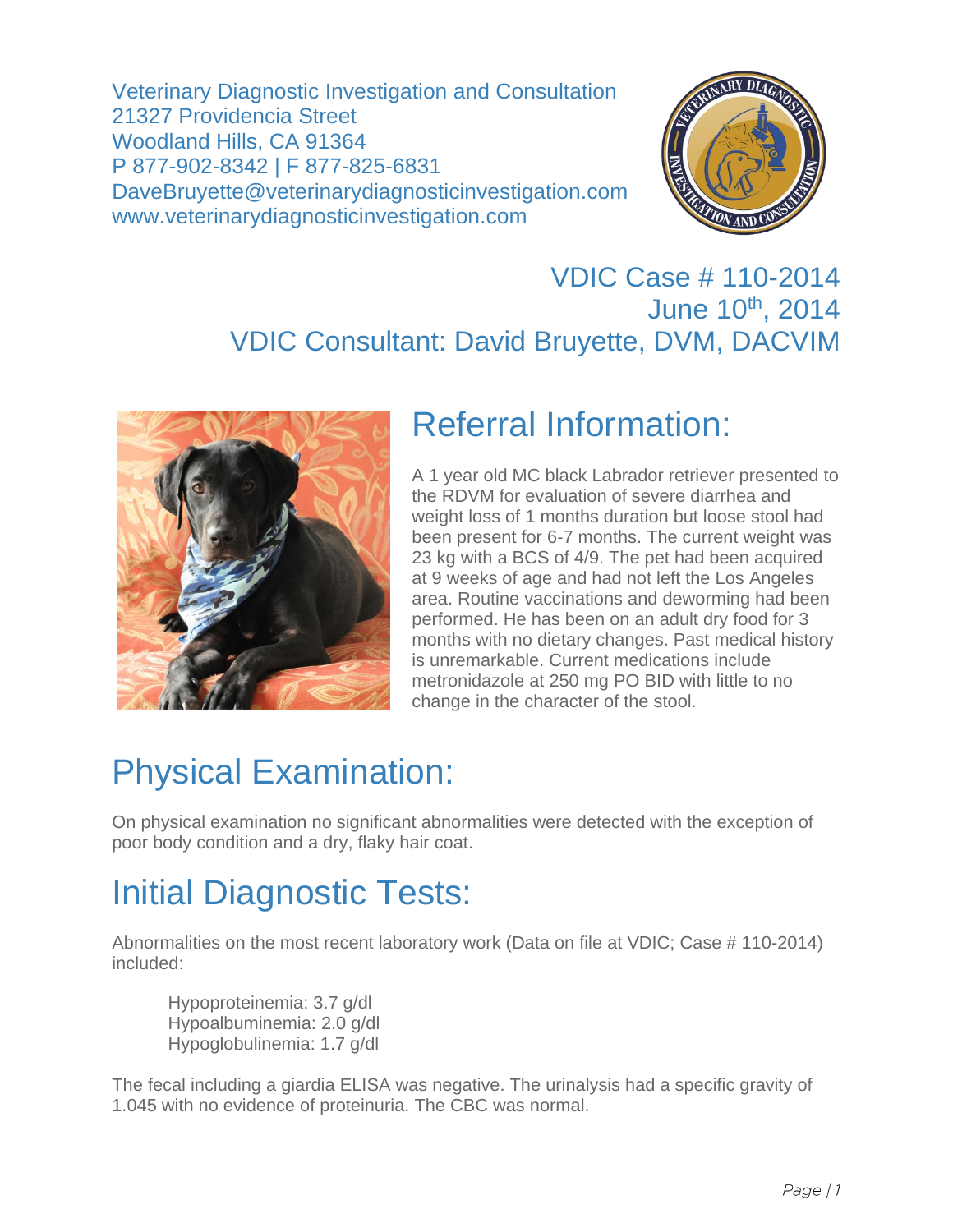Veterinary Diagnostic Investigation and Consultation
21327 Providencia Street
Woodland Hills, CA 91364
P 877-902-8342 | F 877-825-6831
DaveBruyette@veterinarydiagnosticinvestigation.com
www.veterinarydiagnosticinvestigation.com

VDIC Case # 110-2014
June 10th, 2014
VDIC Consultant: David Bruyette, DVM, DACVIM

# Referral Information:

A 1 year old MC black Labrador retriever presented to the RDVM for evaluation of severe diarrhea and weight loss of 1 months duration but loose stool had been present for 6-7 months. The current weight was 23 kg with a BCS of 4/9. The pet had been acquired at 9 weeks of age and had not left the Los Angeles area. Routine vaccinations and deworming had been performed. He has been on an adult dry food for 3 months with no dietary changes. Past medical history is unremarkable. Current medications include metronidazole at 250 mg PO BID with little to no change in the character of the stool.

# Physical Examination:

On physical examination no significant abnormalities were detected with the exception of poor body condition and a dry, flaky hair coat.

# Initial Diagnostic Tests:

Abnormalities on the most recent laboratory work (Data on file at VDIC; Case # 110-2014) included:

Hypoproteinemia: 3.7 g/dl
Hypoalbuminemia: 2.0 g/dl
Hypoglobulinemia: 1.7 g/dl

The fecal including a giardia ELISA was negative. The urinalysis had a specific gravity of 1.045 with no evidence of proteinuria. The CBC was normal.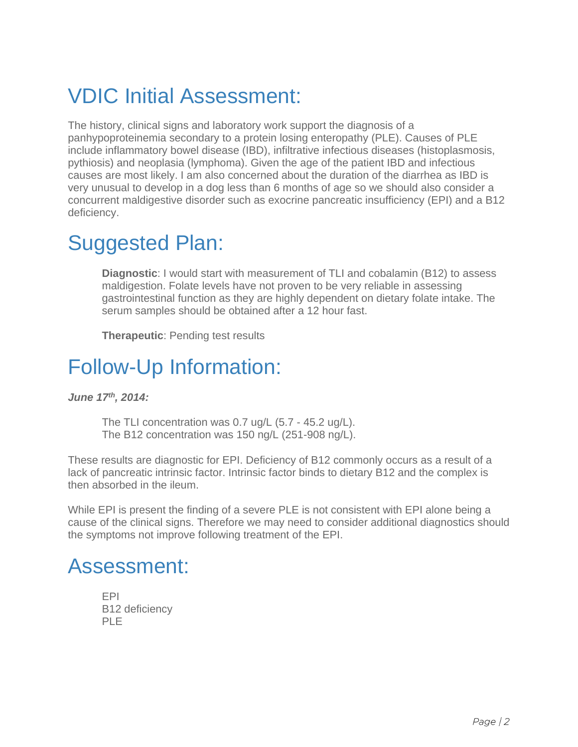# VDIC Initial Assessment:

The history, clinical signs and laboratory work support the diagnosis of a panhypoproteinemia secondary to a protein losing enteropathy (PLE). Causes of PLE include inflammatory bowel disease (IBD), infiltrative infectious diseases (histoplasmosis, pythiosis) and neoplasia (lymphoma). Given the age of the patient IBD and infectious causes are most likely. I am also concerned about the duration of the diarrhea as IBD is very unusual to develop in a dog less than 6 months of age so we should also consider a concurrent maldigestive disorder such as exocrine pancreatic insufficiency (EPI) and a B12 deficiency.

# Suggested Plan:

**Diagnostic**: I would start with measurement of TLI and cobalamin (B12) to assess maldigestion. Folate levels have not proven to be very reliable in assessing gastrointestinal function as they are highly dependent on dietary folate intake. The serum samples should be obtained after a 12 hour fast.

**Therapeutic**: Pending test results

# Follow-Up Information:

***June 17th, 2014:***

The TLI concentration was 0.7 ug/L (5.7 - 45.2 ug/L).
The B12 concentration was 150 ng/L (251-908 ng/L).

These results are diagnostic for EPI. Deficiency of B12 commonly occurs as a result of a lack of pancreatic intrinsic factor. Intrinsic factor binds to dietary B12 and the complex is then absorbed in the ileum.

While EPI is present the finding of a severe PLE is not consistent with EPI alone being a cause of the clinical signs. Therefore we may need to consider additional diagnostics should the symptoms not improve following treatment of the EPI.

# Assessment:

EPI
B12 deficiency
PLE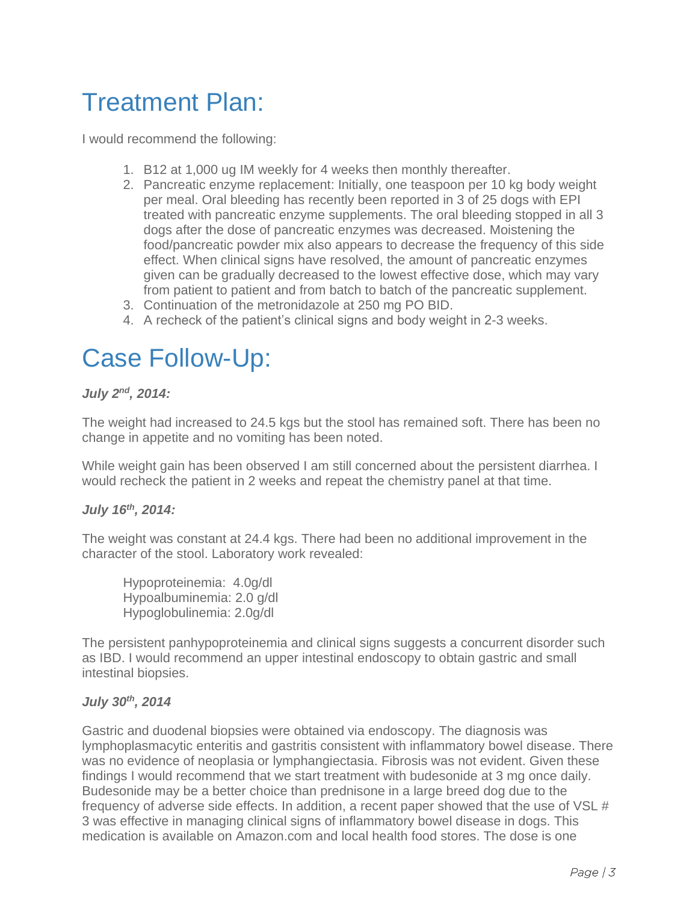# Treatment Plan:

I would recommend the following:

1. B12 at 1,000 ug IM weekly for 4 weeks then monthly thereafter.
2. Pancreatic enzyme replacement: Initially, one teaspoon per 10 kg body weight per meal. Oral bleeding has recently been reported in 3 of 25 dogs with EPI treated with pancreatic enzyme supplements. The oral bleeding stopped in all 3 dogs after the dose of pancreatic enzymes was decreased. Moistening the food/pancreatic powder mix also appears to decrease the frequency of this side effect. When clinical signs have resolved, the amount of pancreatic enzymes given can be gradually decreased to the lowest effective dose, which may vary from patient to patient and from batch to batch of the pancreatic supplement.
3. Continuation of the metronidazole at 250 mg PO BID.
4. A recheck of the patient's clinical signs and body weight in 2-3 weeks.

# Case Follow-Up:

***July 2nd, 2014:***

The weight had increased to 24.5 kgs but the stool has remained soft. There has been no change in appetite and no vomiting has been noted.

While weight gain has been observed I am still concerned about the persistent diarrhea. I would recheck the patient in 2 weeks and repeat the chemistry panel at that time.

***July 16th, 2014:***

The weight was constant at 24.4 kgs. There had been no additional improvement in the character of the stool. Laboratory work revealed:

Hypoproteinemia: 4.0g/dl
Hypoalbuminemia: 2.0 g/dl
Hypoglobulinemia: 2.0g/dl

The persistent panhypoproteinemia and clinical signs suggests a concurrent disorder such as IBD. I would recommend an upper intestinal endoscopy to obtain gastric and small intestinal biopsies.

***July 30th, 2014***

Gastric and duodenal biopsies were obtained via endoscopy. The diagnosis was lymphoplasmacytic enteritis and gastritis consistent with inflammatory bowel disease. There was no evidence of neoplasia or lymphangiectasia. Fibrosis was not evident. Given these findings I would recommend that we start treatment with budesonide at 3 mg once daily. Budesonide may be a better choice than prednisone in a large breed dog due to the frequency of adverse side effects. In addition, a recent paper showed that the use of VSL # 3 was effective in managing clinical signs of inflammatory bowel disease in dogs. This medication is available on Amazon.com and local health food stores. The dose is one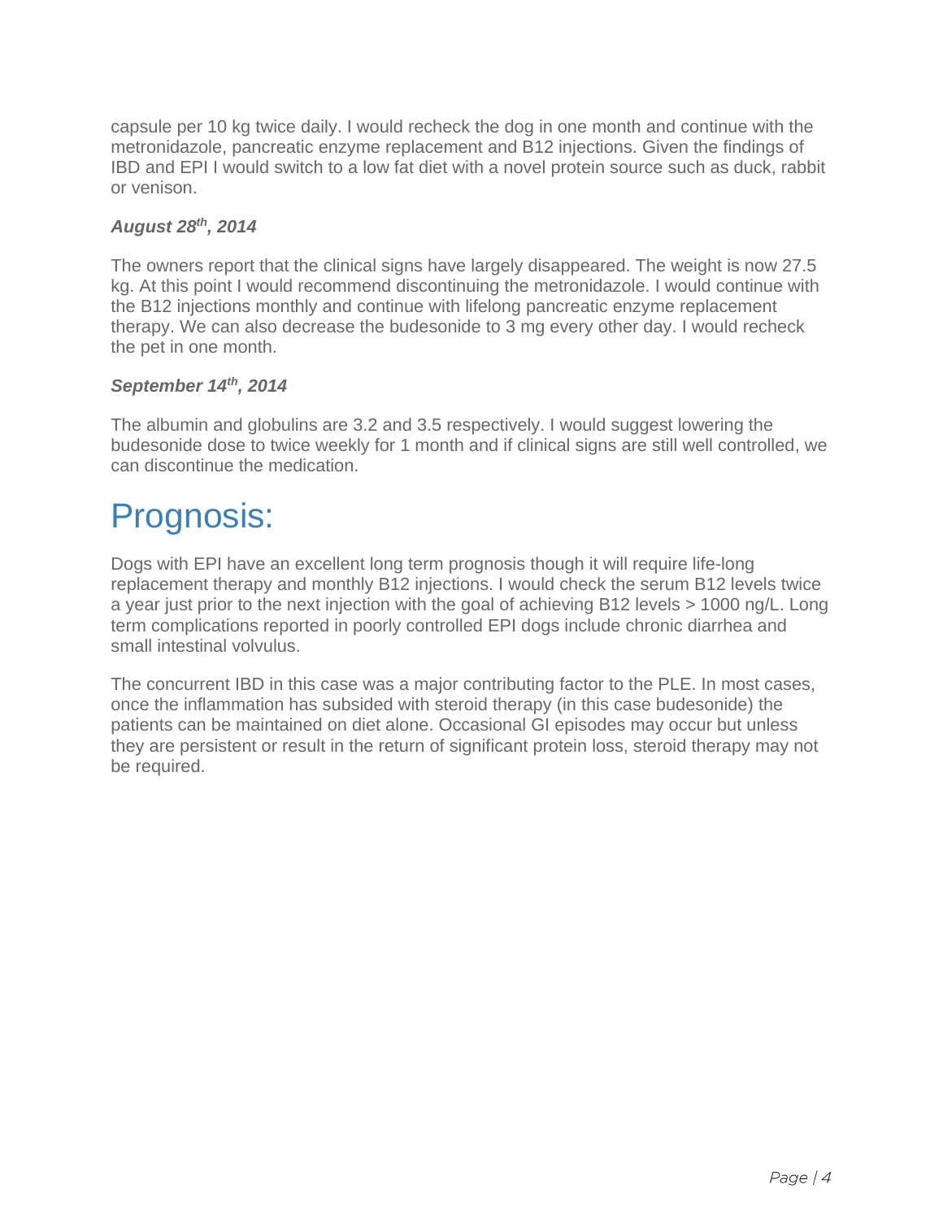capsule per 10 kg twice daily. I would recheck the dog in one month and continue with the metronidazole, pancreatic enzyme replacement and B12 injections. Given the findings of IBD and EPI I would switch to a low fat diet with a novel protein source such as duck, rabbit or venison.

***August 28th, 2014***

The owners report that the clinical signs have largely disappeared. The weight is now 27.5 kg. At this point I would recommend discontinuing the metronidazole. I would continue with the B12 injections monthly and continue with lifelong pancreatic enzyme replacement therapy. We can also decrease the budesonide to 3 mg every other day. I would recheck the pet in one month.

***September 14th, 2014***

The albumin and globulins are 3.2 and 3.5 respectively. I would suggest lowering the budesonide dose to twice weekly for 1 month and if clinical signs are still well controlled, we can discontinue the medication.

# Prognosis:

Dogs with EPI have an excellent long term prognosis though it will require life-long replacement therapy and monthly B12 injections. I would check the serum B12 levels twice a year just prior to the next injection with the goal of achieving B12 levels > 1000 ng/L. Long term complications reported in poorly controlled EPI dogs include chronic diarrhea and small intestinal volvulus.

The concurrent IBD in this case was a major contributing factor to the PLE. In most cases, once the inflammation has subsided with steroid therapy (in this case budesonide) the patients can be maintained on diet alone. Occasional GI episodes may occur but unless they are persistent or result in the return of significant protein loss, steroid therapy may not be required.